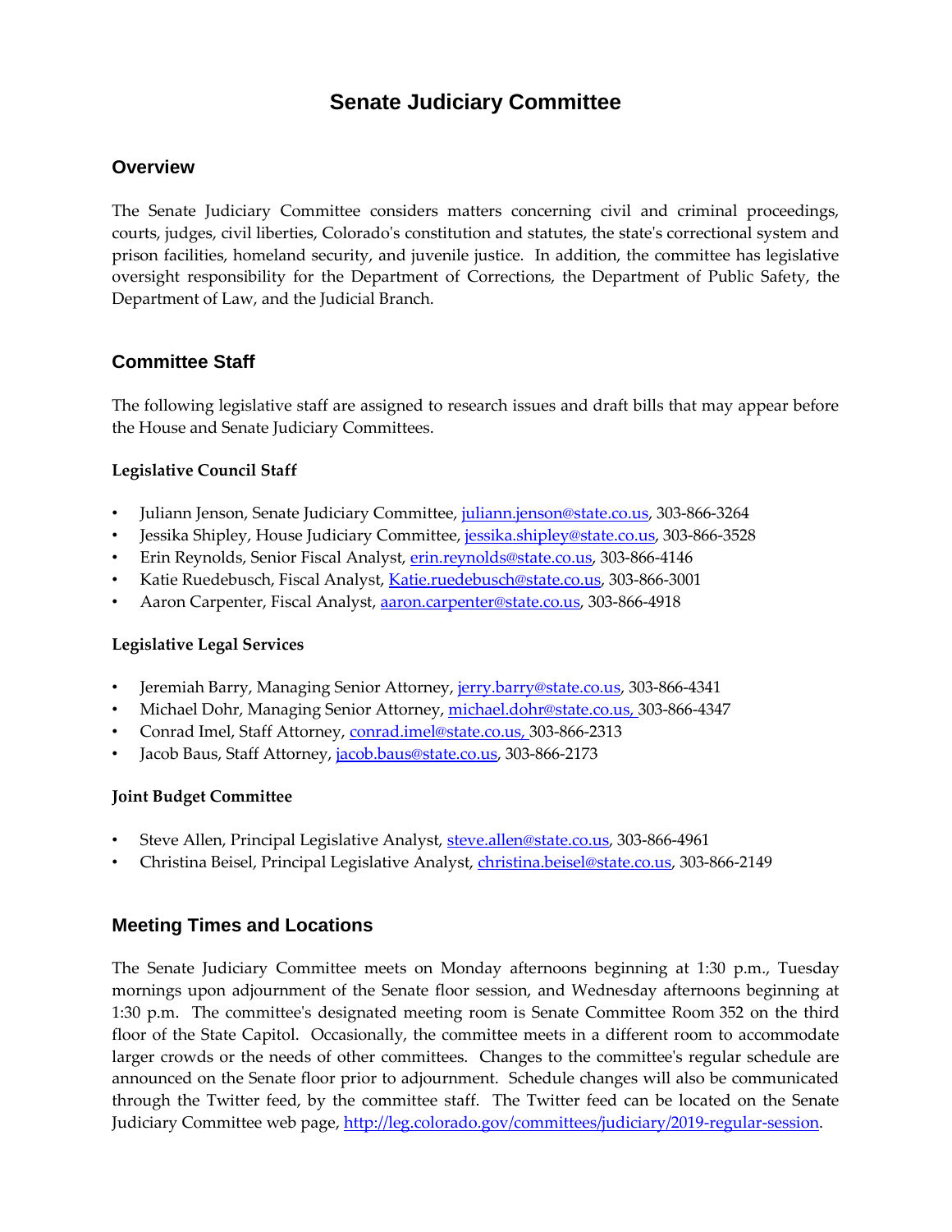# Senate Judiciary Committee

## Overview

The Senate Judiciary Committee considers matters concerning civil and criminal proceedings, courts, judges, civil liberties, Colorado's constitution and statutes, the state's correctional system and prison facilities, homeland security, and juvenile justice. In addition, the committee has legislative oversight responsibility for the Department of Corrections, the Department of Public Safety, the Department of Law, and the Judicial Branch.

## Committee Staff

The following legislative staff are assigned to research issues and draft bills that may appear before the House and Senate Judiciary Committees.

### Legislative Council Staff

- Juliann Jenson, Senate Judiciary Committee, juliann.jenson@state.co.us, 303-866-3264
- Jessika Shipley, House Judiciary Committee, jessika.shipley@state.co.us, 303-866-3528
- Erin Reynolds, Senior Fiscal Analyst, erin.reynolds@state.co.us, 303-866-4146
- Katie Ruedebusch, Fiscal Analyst, Katie.ruedebusch@state.co.us, 303-866-3001
- Aaron Carpenter, Fiscal Analyst, aaron.carpenter@state.co.us, 303-866-4918

### Legislative Legal Services

- Jeremiah Barry, Managing Senior Attorney, jerry.barry@state.co.us, 303-866-4341
- Michael Dohr, Managing Senior Attorney, michael.dohr@state.co.us, 303-866-4347
- Conrad Imel, Staff Attorney, conrad.imel@state.co.us, 303-866-2313
- Jacob Baus, Staff Attorney, jacob.baus@state.co.us, 303-866-2173

### Joint Budget Committee

- Steve Allen, Principal Legislative Analyst, steve.allen@state.co.us, 303-866-4961
- Christina Beisel, Principal Legislative Analyst, christina.beisel@state.co.us, 303-866-2149

## Meeting Times and Locations

The Senate Judiciary Committee meets on Monday afternoons beginning at 1:30 p.m., Tuesday mornings upon adjournment of the Senate floor session, and Wednesday afternoons beginning at 1:30 p.m. The committee's designated meeting room is Senate Committee Room 352 on the third floor of the State Capitol. Occasionally, the committee meets in a different room to accommodate larger crowds or the needs of other committees. Changes to the committee's regular schedule are announced on the Senate floor prior to adjournment. Schedule changes will also be communicated through the Twitter feed, by the committee staff. The Twitter feed can be located on the Senate Judiciary Committee web page, http://leg.colorado.gov/committees/judiciary/2019-regular-session.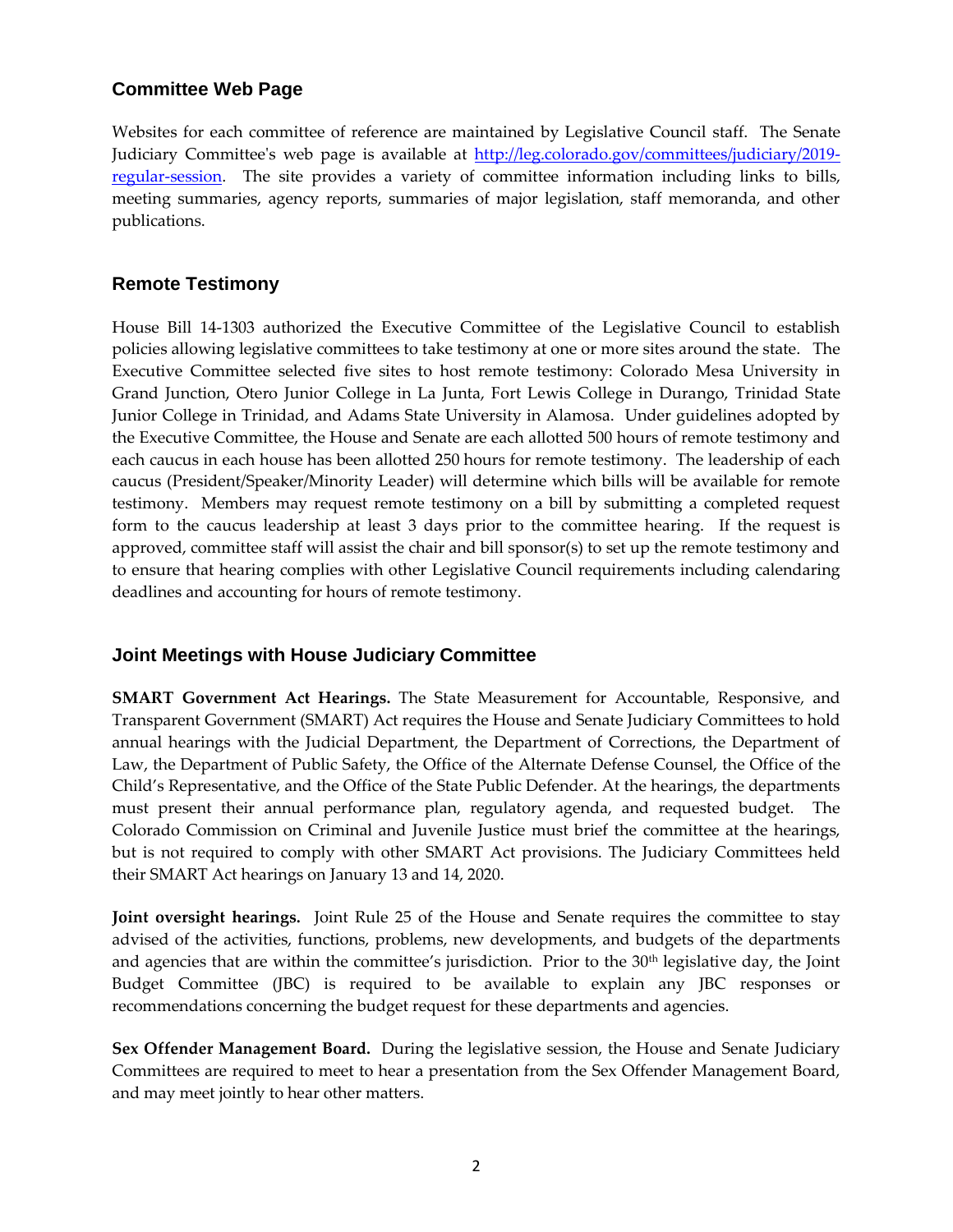## Committee Web Page

Websites for each committee of reference are maintained by Legislative Council staff. The Senate Judiciary Committee's web page is available at [http://leg.colorado.gov/committees/judiciary/2019-regular-session](http://leg.colorado.gov/committees/judiciary/2019-regular-session). The site provides a variety of committee information including links to bills, meeting summaries, agency reports, summaries of major legislation, staff memoranda, and other publications.

## Remote Testimony

House Bill 14-1303 authorized the Executive Committee of the Legislative Council to establish policies allowing legislative committees to take testimony at one or more sites around the state. The Executive Committee selected five sites to host remote testimony: Colorado Mesa University in Grand Junction, Otero Junior College in La Junta, Fort Lewis College in Durango, Trinidad State Junior College in Trinidad, and Adams State University in Alamosa. Under guidelines adopted by the Executive Committee, the House and Senate are each allotted 500 hours of remote testimony and each caucus in each house has been allotted 250 hours for remote testimony. The leadership of each caucus (President/Speaker/Minority Leader) will determine which bills will be available for remote testimony. Members may request remote testimony on a bill by submitting a completed request form to the caucus leadership at least 3 days prior to the committee hearing. If the request is approved, committee staff will assist the chair and bill sponsor(s) to set up the remote testimony and to ensure that hearing complies with other Legislative Council requirements including calendaring deadlines and accounting for hours of remote testimony.

## Joint Meetings with House Judiciary Committee

**SMART Government Act Hearings.** The State Measurement for Accountable, Responsive, and Transparent Government (SMART) Act requires the House and Senate Judiciary Committees to hold annual hearings with the Judicial Department, the Department of Corrections, the Department of Law, the Department of Public Safety, the Office of the Alternate Defense Counsel, the Office of the Child's Representative, and the Office of the State Public Defender. At the hearings, the departments must present their annual performance plan, regulatory agenda, and requested budget. The Colorado Commission on Criminal and Juvenile Justice must brief the committee at the hearings, but is not required to comply with other SMART Act provisions. The Judiciary Committees held their SMART Act hearings on January 13 and 14, 2020.

**Joint oversight hearings.** Joint Rule 25 of the House and Senate requires the committee to stay advised of the activities, functions, problems, new developments, and budgets of the departments and agencies that are within the committee's jurisdiction. Prior to the 30th legislative day, the Joint Budget Committee (JBC) is required to be available to explain any JBC responses or recommendations concerning the budget request for these departments and agencies.

**Sex Offender Management Board.** During the legislative session, the House and Senate Judiciary Committees are required to meet to hear a presentation from the Sex Offender Management Board, and may meet jointly to hear other matters.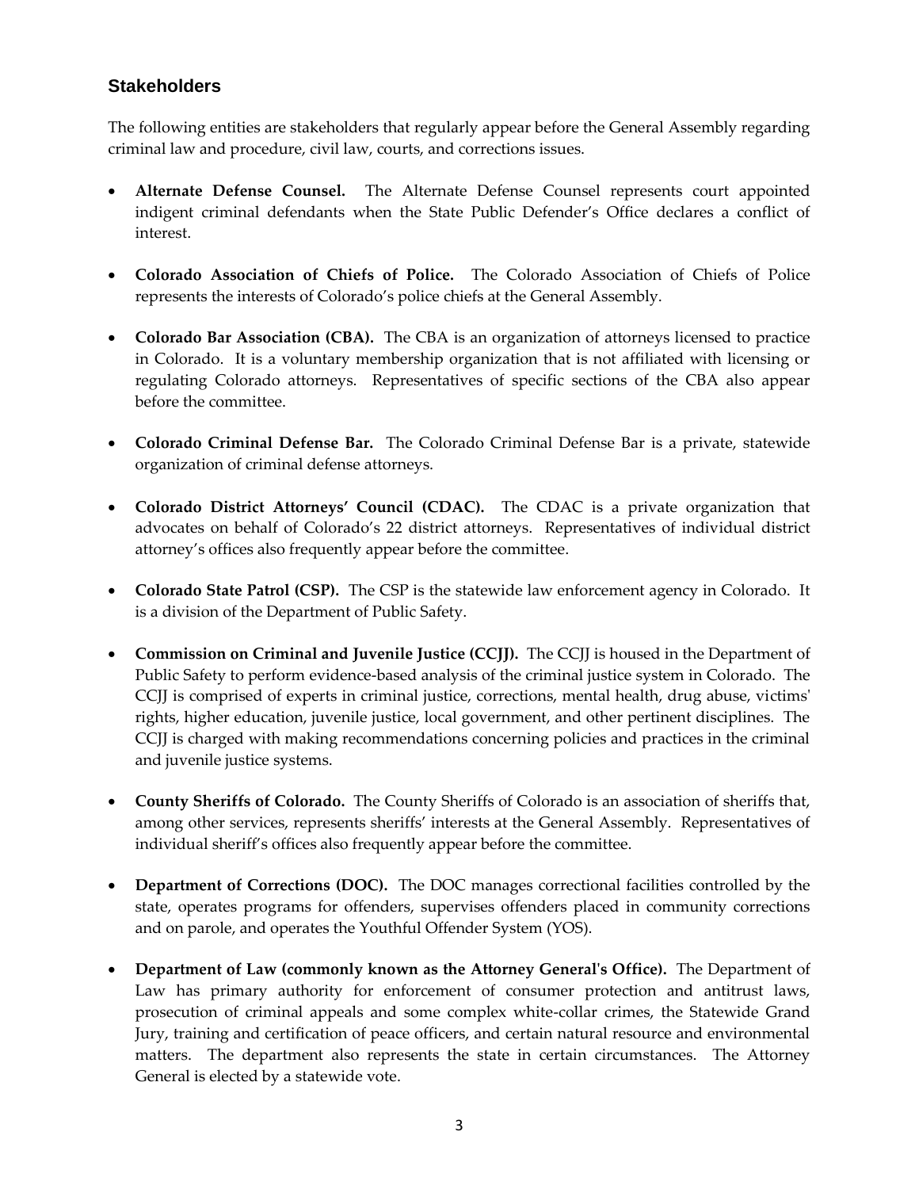## Stakeholders

The following entities are stakeholders that regularly appear before the General Assembly regarding criminal law and procedure, civil law, courts, and corrections issues.

- **Alternate Defense Counsel.** The Alternate Defense Counsel represents court appointed indigent criminal defendants when the State Public Defender's Office declares a conflict of interest.
- **Colorado Association of Chiefs of Police.** The Colorado Association of Chiefs of Police represents the interests of Colorado's police chiefs at the General Assembly.
- **Colorado Bar Association (CBA).** The CBA is an organization of attorneys licensed to practice in Colorado. It is a voluntary membership organization that is not affiliated with licensing or regulating Colorado attorneys. Representatives of specific sections of the CBA also appear before the committee.
- **Colorado Criminal Defense Bar.** The Colorado Criminal Defense Bar is a private, statewide organization of criminal defense attorneys.
- **Colorado District Attorneys' Council (CDAC).** The CDAC is a private organization that advocates on behalf of Colorado's 22 district attorneys. Representatives of individual district attorney's offices also frequently appear before the committee.
- **Colorado State Patrol (CSP).** The CSP is the statewide law enforcement agency in Colorado. It is a division of the Department of Public Safety.
- **Commission on Criminal and Juvenile Justice (CCJJ).** The CCJJ is housed in the Department of Public Safety to perform evidence-based analysis of the criminal justice system in Colorado. The CCJJ is comprised of experts in criminal justice, corrections, mental health, drug abuse, victims' rights, higher education, juvenile justice, local government, and other pertinent disciplines. The CCJJ is charged with making recommendations concerning policies and practices in the criminal and juvenile justice systems.
- **County Sheriffs of Colorado.** The County Sheriffs of Colorado is an association of sheriffs that, among other services, represents sheriffs' interests at the General Assembly. Representatives of individual sheriff's offices also frequently appear before the committee.
- **Department of Corrections (DOC).** The DOC manages correctional facilities controlled by the state, operates programs for offenders, supervises offenders placed in community corrections and on parole, and operates the Youthful Offender System (YOS).
- **Department of Law (commonly known as the Attorney General's Office).** The Department of Law has primary authority for enforcement of consumer protection and antitrust laws, prosecution of criminal appeals and some complex white-collar crimes, the Statewide Grand Jury, training and certification of peace officers, and certain natural resource and environmental matters. The department also represents the state in certain circumstances. The Attorney General is elected by a statewide vote.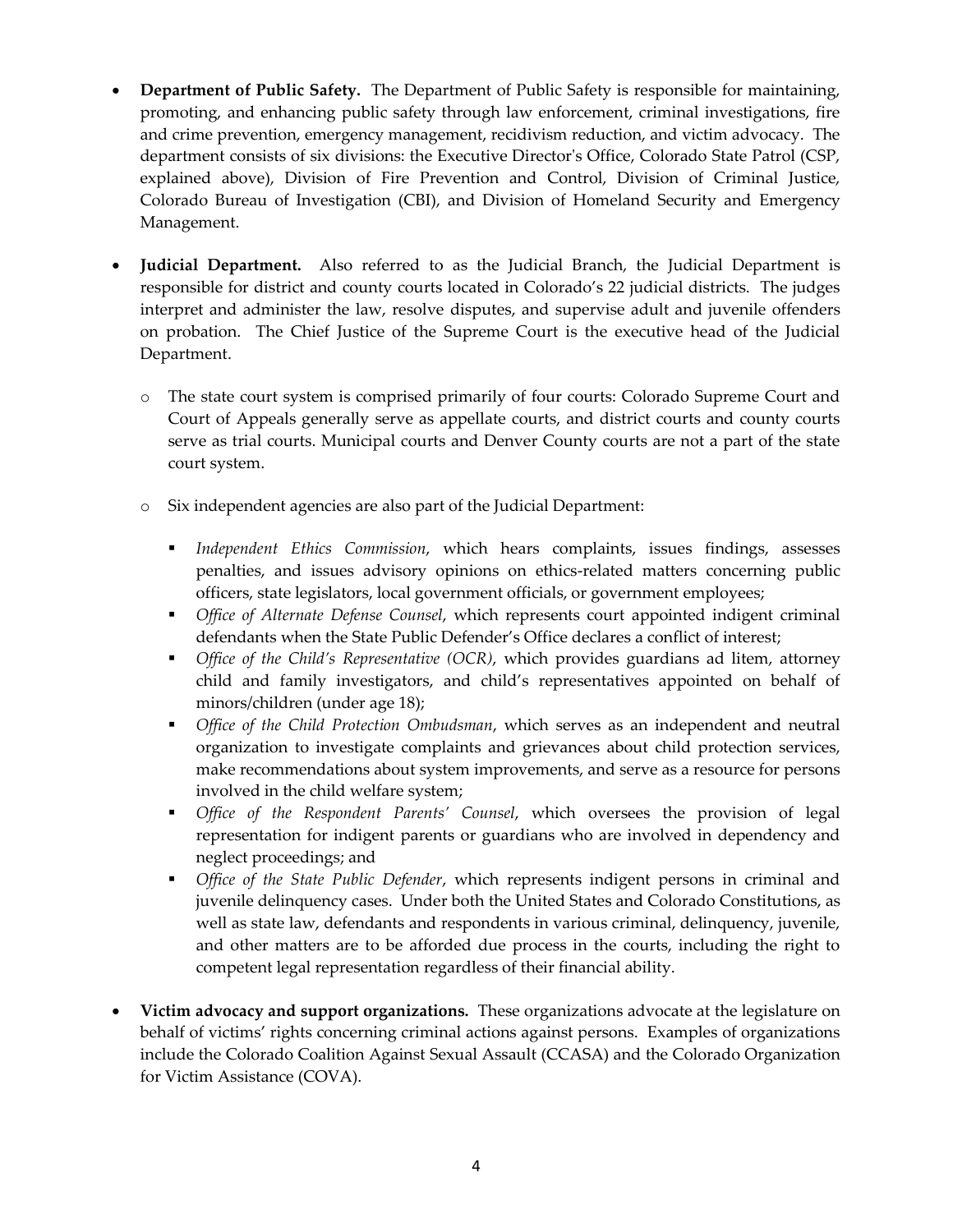- **Department of Public Safety.** The Department of Public Safety is responsible for maintaining, promoting, and enhancing public safety through law enforcement, criminal investigations, fire and crime prevention, emergency management, recidivism reduction, and victim advocacy. The department consists of six divisions: the Executive Director's Office, Colorado State Patrol (CSP, explained above), Division of Fire Prevention and Control, Division of Criminal Justice, Colorado Bureau of Investigation (CBI), and Division of Homeland Security and Emergency Management.

- **Judicial Department.** Also referred to as the Judicial Branch, the Judicial Department is responsible for district and county courts located in Colorado's 22 judicial districts. The judges interpret and administer the law, resolve disputes, and supervise adult and juvenile offenders on probation. The Chief Justice of the Supreme Court is the executive head of the Judicial Department.

  - The state court system is comprised primarily of four courts: Colorado Supreme Court and Court of Appeals generally serve as appellate courts, and district courts and county courts serve as trial courts. Municipal courts and Denver County courts are not a part of the state court system.

  - Six independent agencies are also part of the Judicial Department:

    - *Independent Ethics Commission*, which hears complaints, issues findings, assesses penalties, and issues advisory opinions on ethics-related matters concerning public officers, state legislators, local government officials, or government employees;
    - *Office of Alternate Defense Counsel*, which represents court appointed indigent criminal defendants when the State Public Defender's Office declares a conflict of interest;
    - *Office of the Child's Representative (OCR)*, which provides guardians ad litem, attorney child and family investigators, and child's representatives appointed on behalf of minors/children (under age 18);
    - *Office of the Child Protection Ombudsman*, which serves as an independent and neutral organization to investigate complaints and grievances about child protection services, make recommendations about system improvements, and serve as a resource for persons involved in the child welfare system;
    - *Office of the Respondent Parents' Counsel*, which oversees the provision of legal representation for indigent parents or guardians who are involved in dependency and neglect proceedings; and
    - *Office of the State Public Defender*, which represents indigent persons in criminal and juvenile delinquency cases. Under both the United States and Colorado Constitutions, as well as state law, defendants and respondents in various criminal, delinquency, juvenile, and other matters are to be afforded due process in the courts, including the right to competent legal representation regardless of their financial ability.

- **Victim advocacy and support organizations.** These organizations advocate at the legislature on behalf of victims' rights concerning criminal actions against persons. Examples of organizations include the Colorado Coalition Against Sexual Assault (CCASA) and the Colorado Organization for Victim Assistance (COVA).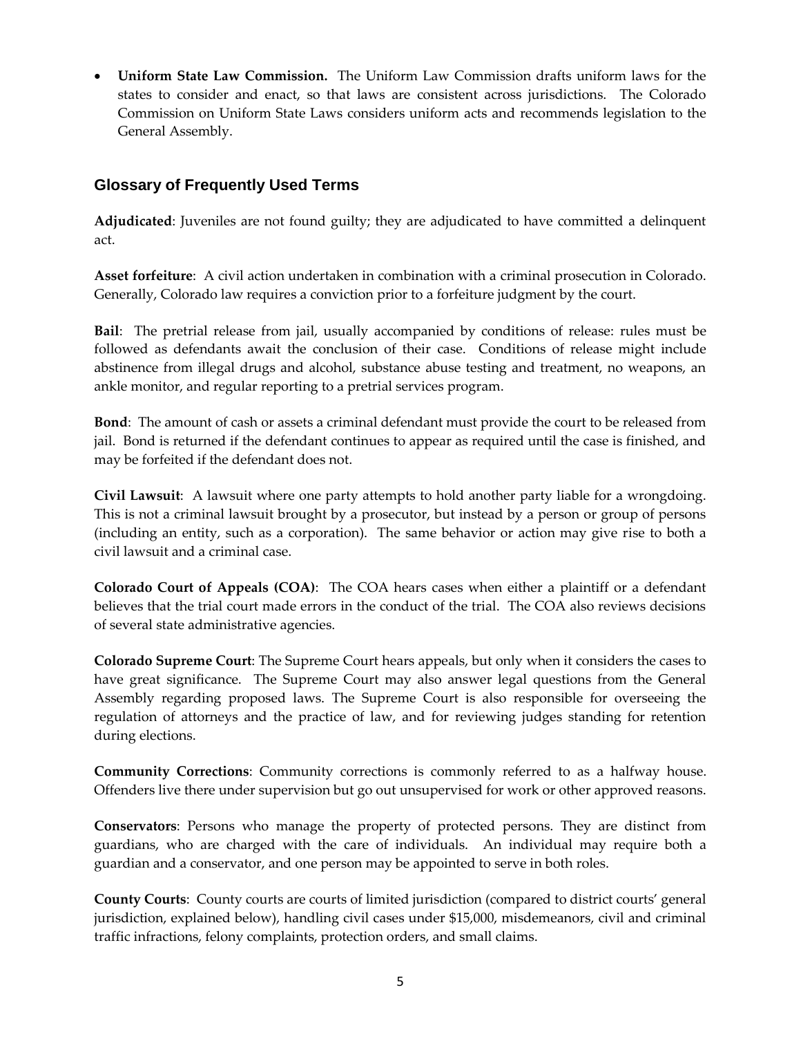- **Uniform State Law Commission.** The Uniform Law Commission drafts uniform laws for the states to consider and enact, so that laws are consistent across jurisdictions. The Colorado Commission on Uniform State Laws considers uniform acts and recommends legislation to the General Assembly.

## Glossary of Frequently Used Terms

**Adjudicated**: Juveniles are not found guilty; they are adjudicated to have committed a delinquent act.

**Asset forfeiture**: A civil action undertaken in combination with a criminal prosecution in Colorado. Generally, Colorado law requires a conviction prior to a forfeiture judgment by the court.

**Bail**: The pretrial release from jail, usually accompanied by conditions of release: rules must be followed as defendants await the conclusion of their case. Conditions of release might include abstinence from illegal drugs and alcohol, substance abuse testing and treatment, no weapons, an ankle monitor, and regular reporting to a pretrial services program.

**Bond**: The amount of cash or assets a criminal defendant must provide the court to be released from jail. Bond is returned if the defendant continues to appear as required until the case is finished, and may be forfeited if the defendant does not.

**Civil Lawsuit**: A lawsuit where one party attempts to hold another party liable for a wrongdoing. This is not a criminal lawsuit brought by a prosecutor, but instead by a person or group of persons (including an entity, such as a corporation). The same behavior or action may give rise to both a civil lawsuit and a criminal case.

**Colorado Court of Appeals (COA)**: The COA hears cases when either a plaintiff or a defendant believes that the trial court made errors in the conduct of the trial. The COA also reviews decisions of several state administrative agencies.

**Colorado Supreme Court**: The Supreme Court hears appeals, but only when it considers the cases to have great significance. The Supreme Court may also answer legal questions from the General Assembly regarding proposed laws. The Supreme Court is also responsible for overseeing the regulation of attorneys and the practice of law, and for reviewing judges standing for retention during elections.

**Community Corrections**: Community corrections is commonly referred to as a halfway house. Offenders live there under supervision but go out unsupervised for work or other approved reasons.

**Conservators**: Persons who manage the property of protected persons. They are distinct from guardians, who are charged with the care of individuals. An individual may require both a guardian and a conservator, and one person may be appointed to serve in both roles.

**County Courts**: County courts are courts of limited jurisdiction (compared to district courts' general jurisdiction, explained below), handling civil cases under $15,000, misdemeanors, civil and criminal traffic infractions, felony complaints, protection orders, and small claims.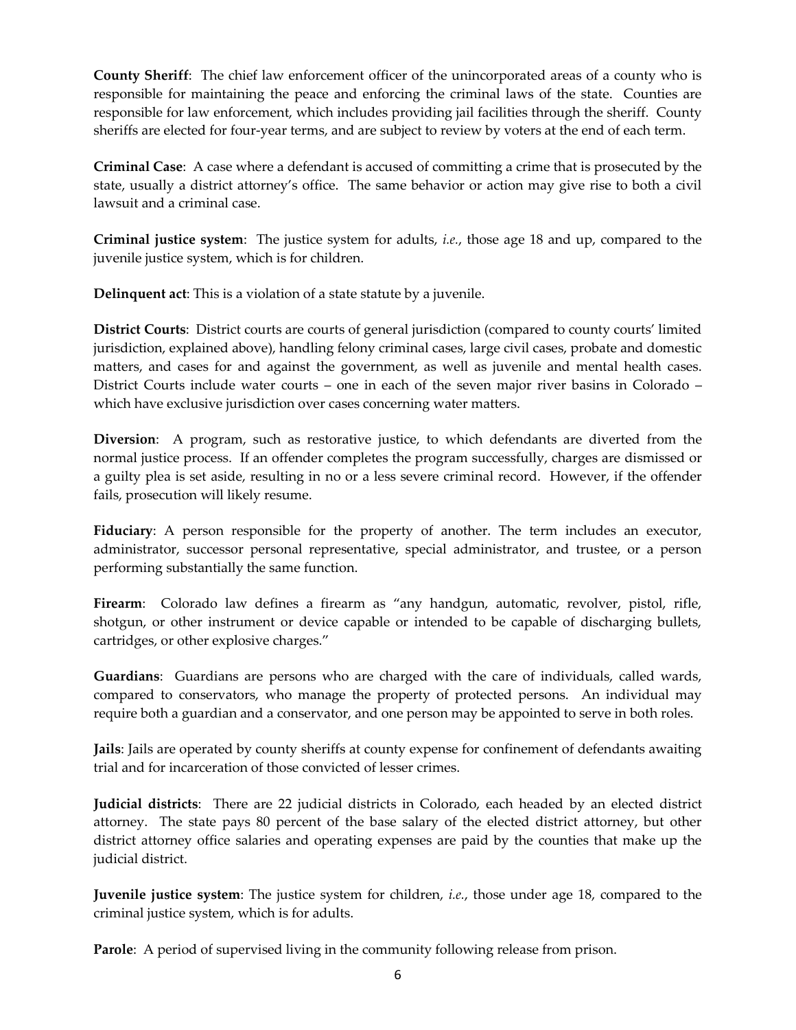**County Sheriff**: The chief law enforcement officer of the unincorporated areas of a county who is responsible for maintaining the peace and enforcing the criminal laws of the state. Counties are responsible for law enforcement, which includes providing jail facilities through the sheriff. County sheriffs are elected for four-year terms, and are subject to review by voters at the end of each term.

**Criminal Case**: A case where a defendant is accused of committing a crime that is prosecuted by the state, usually a district attorney's office. The same behavior or action may give rise to both a civil lawsuit and a criminal case.

**Criminal justice system**: The justice system for adults, *i.e.*, those age 18 and up, compared to the juvenile justice system, which is for children.

**Delinquent act**: This is a violation of a state statute by a juvenile.

**District Courts**: District courts are courts of general jurisdiction (compared to county courts' limited jurisdiction, explained above), handling felony criminal cases, large civil cases, probate and domestic matters, and cases for and against the government, as well as juvenile and mental health cases. District Courts include water courts – one in each of the seven major river basins in Colorado – which have exclusive jurisdiction over cases concerning water matters.

**Diversion**: A program, such as restorative justice, to which defendants are diverted from the normal justice process. If an offender completes the program successfully, charges are dismissed or a guilty plea is set aside, resulting in no or a less severe criminal record. However, if the offender fails, prosecution will likely resume.

**Fiduciary**: A person responsible for the property of another. The term includes an executor, administrator, successor personal representative, special administrator, and trustee, or a person performing substantially the same function.

**Firearm**: Colorado law defines a firearm as "any handgun, automatic, revolver, pistol, rifle, shotgun, or other instrument or device capable or intended to be capable of discharging bullets, cartridges, or other explosive charges."

**Guardians**: Guardians are persons who are charged with the care of individuals, called wards, compared to conservators, who manage the property of protected persons. An individual may require both a guardian and a conservator, and one person may be appointed to serve in both roles.

**Jails**: Jails are operated by county sheriffs at county expense for confinement of defendants awaiting trial and for incarceration of those convicted of lesser crimes.

**Judicial districts**: There are 22 judicial districts in Colorado, each headed by an elected district attorney. The state pays 80 percent of the base salary of the elected district attorney, but other district attorney office salaries and operating expenses are paid by the counties that make up the judicial district.

**Juvenile justice system**: The justice system for children, *i.e.*, those under age 18, compared to the criminal justice system, which is for adults.

**Parole**: A period of supervised living in the community following release from prison.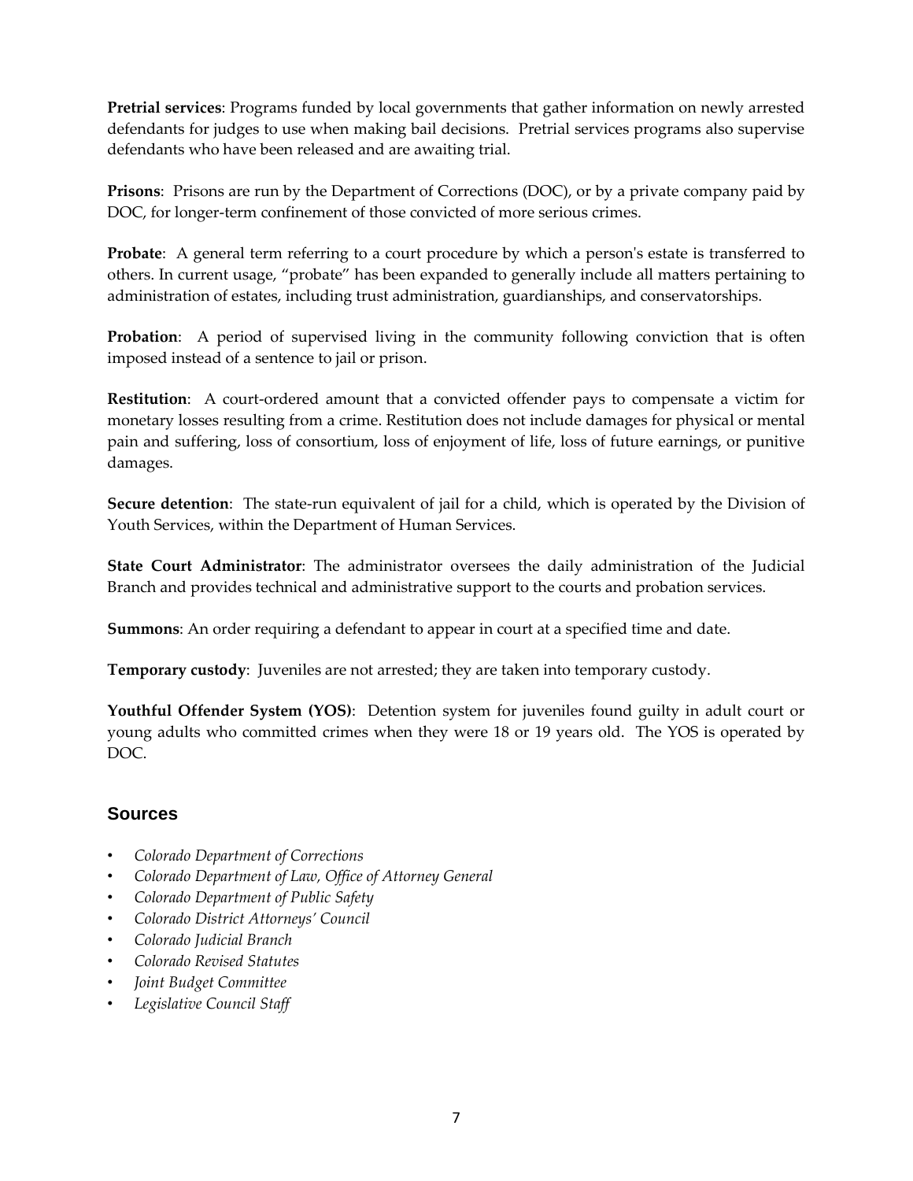**Pretrial services**: Programs funded by local governments that gather information on newly arrested defendants for judges to use when making bail decisions. Pretrial services programs also supervise defendants who have been released and are awaiting trial.

**Prisons**: Prisons are run by the Department of Corrections (DOC), or by a private company paid by DOC, for longer-term confinement of those convicted of more serious crimes.

**Probate**: A general term referring to a court procedure by which a person's estate is transferred to others. In current usage, "probate" has been expanded to generally include all matters pertaining to administration of estates, including trust administration, guardianships, and conservatorships.

**Probation**: A period of supervised living in the community following conviction that is often imposed instead of a sentence to jail or prison.

**Restitution**: A court-ordered amount that a convicted offender pays to compensate a victim for monetary losses resulting from a crime. Restitution does not include damages for physical or mental pain and suffering, loss of consortium, loss of enjoyment of life, loss of future earnings, or punitive damages.

**Secure detention**: The state-run equivalent of jail for a child, which is operated by the Division of Youth Services, within the Department of Human Services.

**State Court Administrator**: The administrator oversees the daily administration of the Judicial Branch and provides technical and administrative support to the courts and probation services.

**Summons**: An order requiring a defendant to appear in court at a specified time and date.

**Temporary custody**: Juveniles are not arrested; they are taken into temporary custody.

**Youthful Offender System (YOS)**: Detention system for juveniles found guilty in adult court or young adults who committed crimes when they were 18 or 19 years old. The YOS is operated by DOC.

## Sources

- *Colorado Department of Corrections*
- *Colorado Department of Law, Office of Attorney General*
- *Colorado Department of Public Safety*
- *Colorado District Attorneys' Council*
- *Colorado Judicial Branch*
- *Colorado Revised Statutes*
- *Joint Budget Committee*
- *Legislative Council Staff*